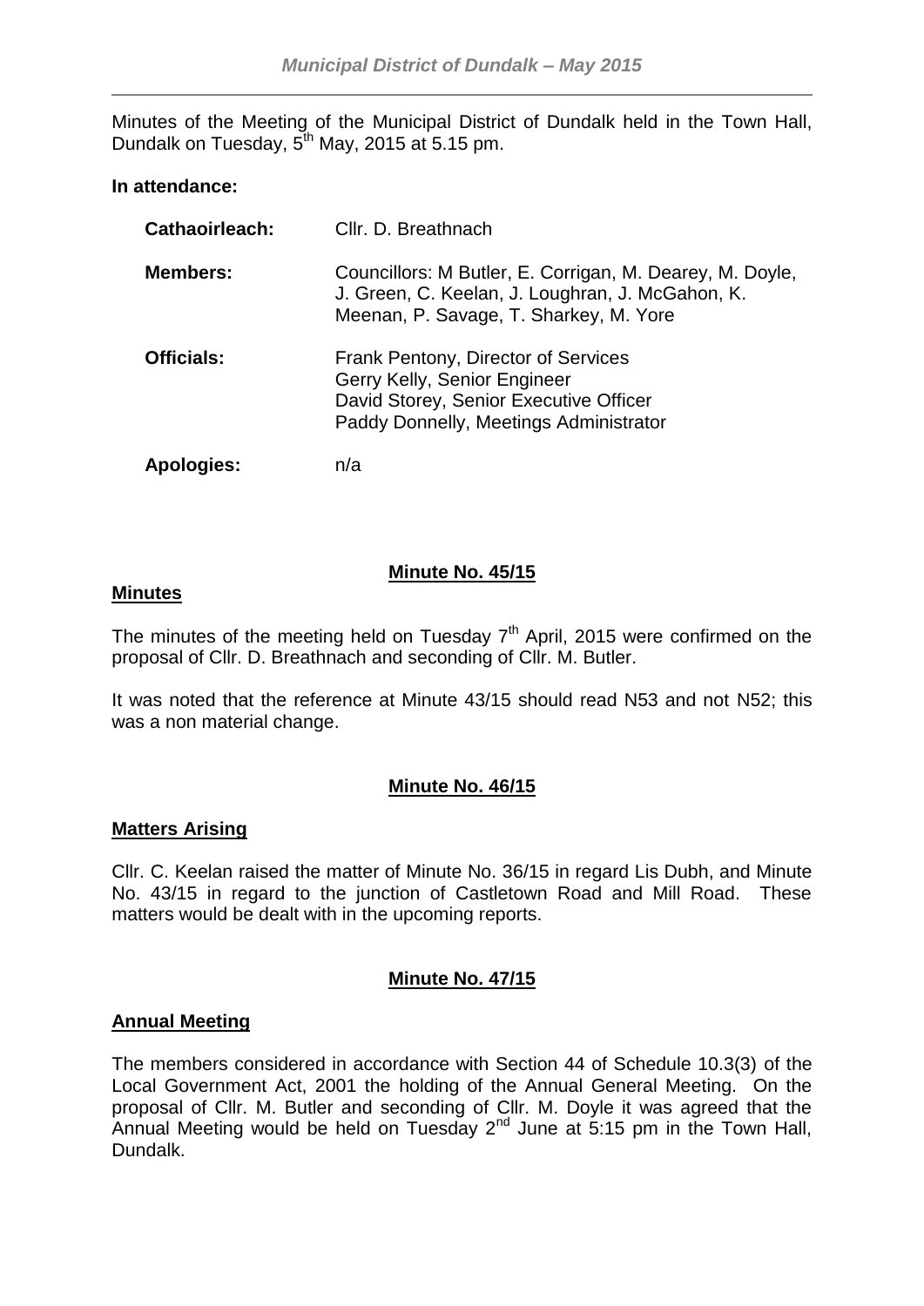Minutes of the Meeting of the Municipal District of Dundalk held in the Town Hall, Dundalk on Tuesday, 5th May, 2015 at 5.15 pm.

**In attendance:**

| | |
|---|---|
| **Cathaoirleach:** | Cllr. D. Breathnach |
| **Members:** | Councillors: M Butler, E. Corrigan, M. Dearey, M. Doyle, J. Green, C. Keelan, J. Loughran, J. McGahon, K. Meenan, P. Savage, T. Sharkey, M. Yore |
| **Officials:** | Frank Pentony, Director of Services<br>Gerry Kelly, Senior Engineer<br>David Storey, Senior Executive Officer<br>Paddy Donnelly, Meetings Administrator |
| **Apologies:** | n/a |

**Minute No. 45/15**

**Minutes**

The minutes of the meeting held on Tuesday 7th April, 2015 were confirmed on the proposal of Cllr. D. Breathnach and seconding of Cllr. M. Butler.

It was noted that the reference at Minute 43/15 should read N53 and not N52; this was a non material change.

**Minute No. 46/15**

**Matters Arising**

Cllr. C. Keelan raised the matter of Minute No. 36/15 in regard Lis Dubh, and Minute No. 43/15 in regard to the junction of Castletown Road and Mill Road. These matters would be dealt with in the upcoming reports.

**Minute No. 47/15**

**Annual Meeting**

The members considered in accordance with Section 44 of Schedule 10.3(3) of the Local Government Act, 2001 the holding of the Annual General Meeting. On the proposal of Cllr. M. Butler and seconding of Cllr. M. Doyle it was agreed that the Annual Meeting would be held on Tuesday 2nd June at 5:15 pm in the Town Hall, Dundalk.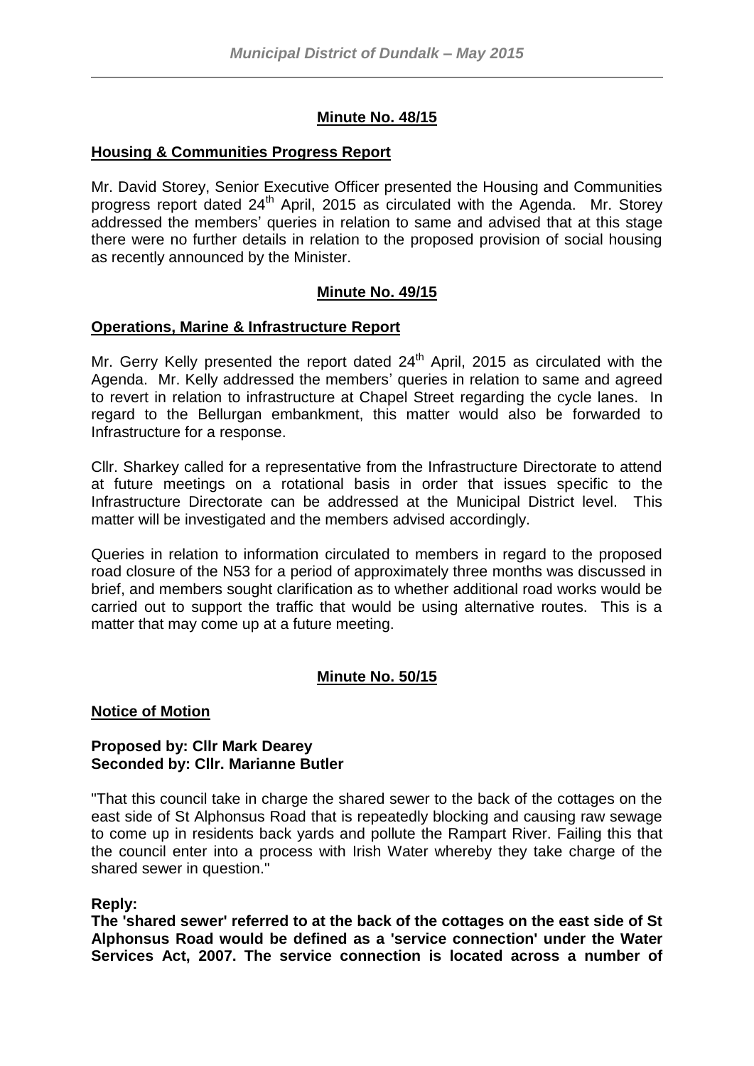## Minute No. 48/15

**Housing & Communities Progress Report**

Mr. David Storey, Senior Executive Officer presented the Housing and Communities progress report dated 24th April, 2015 as circulated with the Agenda. Mr. Storey addressed the members' queries in relation to same and advised that at this stage there were no further details in relation to the proposed provision of social housing as recently announced by the Minister.

## Minute No. 49/15

**Operations, Marine & Infrastructure Report**

Mr. Gerry Kelly presented the report dated 24th April, 2015 as circulated with the Agenda. Mr. Kelly addressed the members' queries in relation to same and agreed to revert in relation to infrastructure at Chapel Street regarding the cycle lanes. In regard to the Bellurgan embankment, this matter would also be forwarded to Infrastructure for a response.

Cllr. Sharkey called for a representative from the Infrastructure Directorate to attend at future meetings on a rotational basis in order that issues specific to the Infrastructure Directorate can be addressed at the Municipal District level. This matter will be investigated and the members advised accordingly.

Queries in relation to information circulated to members in regard to the proposed road closure of the N53 for a period of approximately three months was discussed in brief, and members sought clarification as to whether additional road works would be carried out to support the traffic that would be using alternative routes. This is a matter that may come up at a future meeting.

## Minute No. 50/15

**Notice of Motion**

**Proposed by: Cllr Mark Dearey**
**Seconded by: Cllr. Marianne Butler**

"That this council take in charge the shared sewer to the back of the cottages on the east side of St Alphonsus Road that is repeatedly blocking and causing raw sewage to come up in residents back yards and pollute the Rampart River. Failing this that the council enter into a process with Irish Water whereby they take charge of the shared sewer in question."

**Reply:**
**The 'shared sewer' referred to at the back of the cottages on the east side of St Alphonsus Road would be defined as a 'service connection' under the Water Services Act, 2007. The service connection is located across a number of**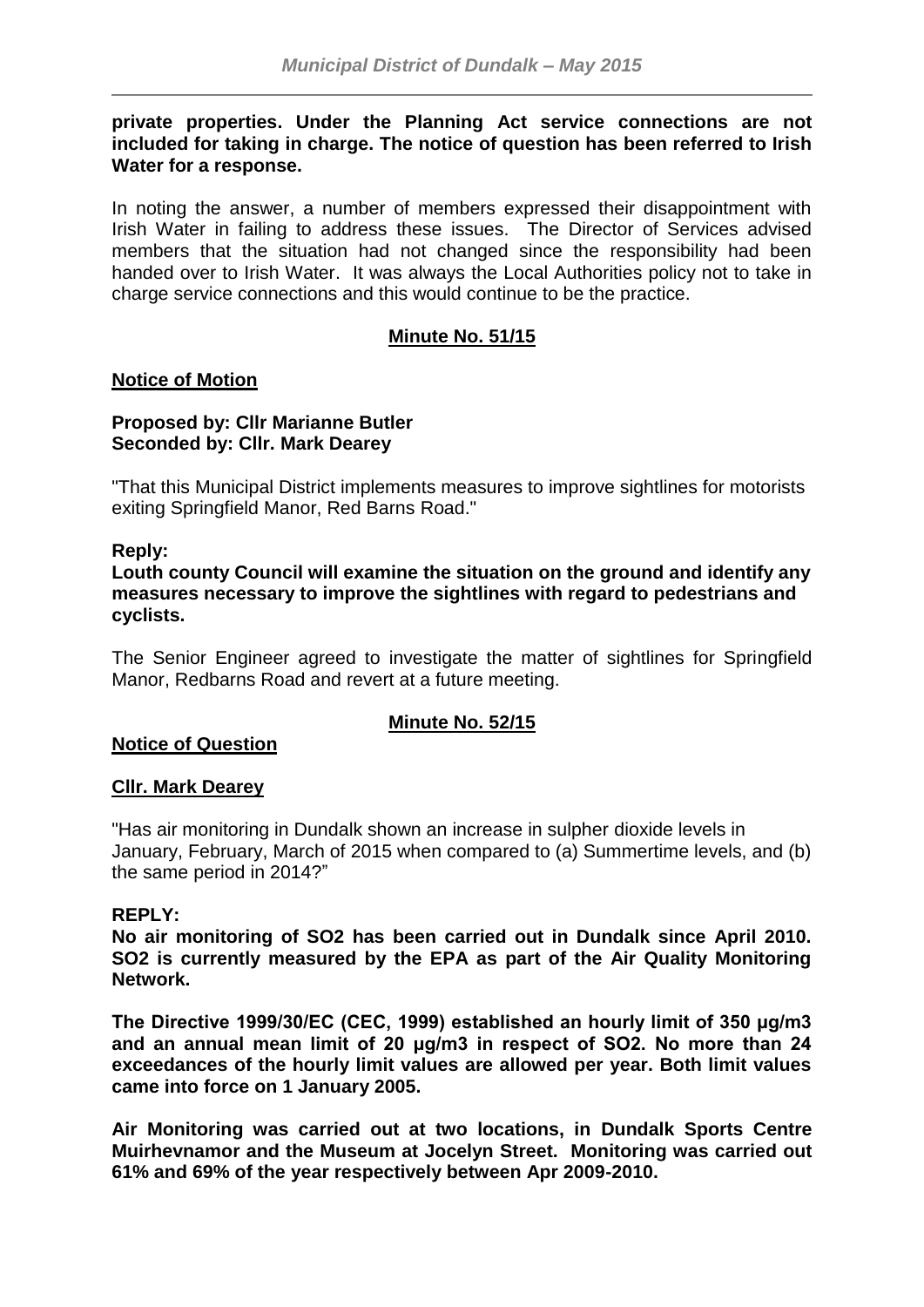**private properties. Under the Planning Act service connections are not included for taking in charge. The notice of question has been referred to Irish Water for a response.**

In noting the answer, a number of members expressed their disappointment with Irish Water in failing to address these issues. The Director of Services advised members that the situation had not changed since the responsibility had been handed over to Irish Water. It was always the Local Authorities policy not to take in charge service connections and this would continue to be the practice.

## Minute No. 51/15

### Notice of Motion

**Proposed by: Cllr Marianne Butler**
**Seconded by: Cllr. Mark Dearey**

"That this Municipal District implements measures to improve sightlines for motorists exiting Springfield Manor, Red Barns Road."

**Reply:**
**Louth county Council will examine the situation on the ground and identify any measures necessary to improve the sightlines with regard to pedestrians and cyclists.**

The Senior Engineer agreed to investigate the matter of sightlines for Springfield Manor, Redbarns Road and revert at a future meeting.

## Minute No. 52/15

### Notice of Question

**Cllr. Mark Dearey**

"Has air monitoring in Dundalk shown an increase in sulpher dioxide levels in January, February, March of 2015 when compared to (a) Summertime levels, and (b) the same period in 2014?"

**REPLY:**
**No air monitoring of $SO_2$ has been carried out in Dundalk since April 2010. $SO_2$ is currently measured by the EPA as part of the Air Quality Monitoring Network.**

**The Directive 1999/30/EC (CEC, 1999) established an hourly limit of 350 μg/m3 and an annual mean limit of 20 μg/m3 in respect of $SO_2$. No more than 24 exceedances of the hourly limit values are allowed per year. Both limit values came into force on 1 January 2005.**

**Air Monitoring was carried out at two locations, in Dundalk Sports Centre Muirhevnamor and the Museum at Jocelyn Street. Monitoring was carried out 61% and 69% of the year respectively between Apr 2009-2010.**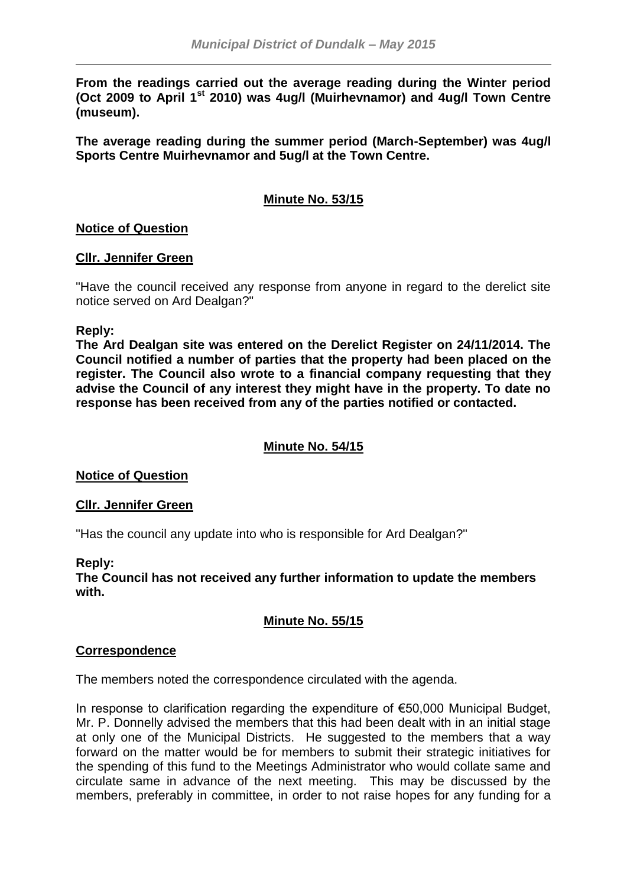**From the readings carried out the average reading during the Winter period (Oct 2009 to April 1st 2010) was 4ug/l (Muirhevnamor) and 4ug/l Town Centre (museum).**

**The average reading during the summer period (March-September) was 4ug/l Sports Centre Muirhevnamor and 5ug/l at the Town Centre.**

## Minute No. 53/15

**Notice of Question**

**Cllr. Jennifer Green**

"Have the council received any response from anyone in regard to the derelict site notice served on Ard Dealgan?"

**Reply:**
**The Ard Dealgan site was entered on the Derelict Register on 24/11/2014. The Council notified a number of parties that the property had been placed on the register. The Council also wrote to a financial company requesting that they advise the Council of any interest they might have in the property. To date no response has been received from any of the parties notified or contacted.**

## Minute No. 54/15

**Notice of Question**

**Cllr. Jennifer Green**

"Has the council any update into who is responsible for Ard Dealgan?"

**Reply:**
**The Council has not received any further information to update the members with.**

## Minute No. 55/15

**Correspondence**

The members noted the correspondence circulated with the agenda.

In response to clarification regarding the expenditure of €50,000 Municipal Budget, Mr. P. Donnelly advised the members that this had been dealt with in an initial stage at only one of the Municipal Districts. He suggested to the members that a way forward on the matter would be for members to submit their strategic initiatives for the spending of this fund to the Meetings Administrator who would collate same and circulate same in advance of the next meeting. This may be discussed by the members, preferably in committee, in order to not raise hopes for any funding for a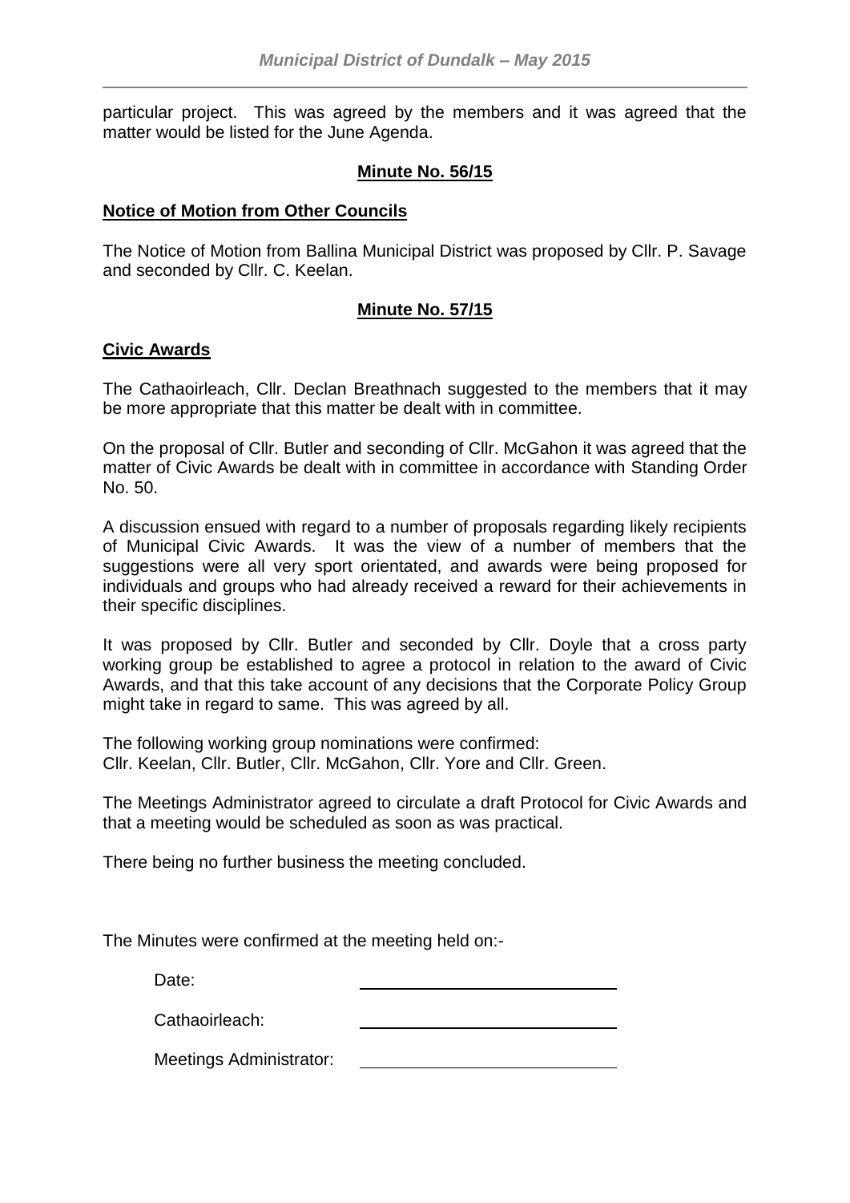particular project. This was agreed by the members and it was agreed that the matter would be listed for the June Agenda.

**Minute No. 56/15**

**Notice of Motion from Other Councils**

The Notice of Motion from Ballina Municipal District was proposed by Cllr. P. Savage and seconded by Cllr. C. Keelan.

**Minute No. 57/15**

**Civic Awards**

The Cathaoirleach, Cllr. Declan Breathnach suggested to the members that it may be more appropriate that this matter be dealt with in committee.

On the proposal of Cllr. Butler and seconding of Cllr. McGahon it was agreed that the matter of Civic Awards be dealt with in committee in accordance with Standing Order No. 50.

A discussion ensued with regard to a number of proposals regarding likely recipients of Municipal Civic Awards. It was the view of a number of members that the suggestions were all very sport orientated, and awards were being proposed for individuals and groups who had already received a reward for their achievements in their specific disciplines.

It was proposed by Cllr. Butler and seconded by Cllr. Doyle that a cross party working group be established to agree a protocol in relation to the award of Civic Awards, and that this take account of any decisions that the Corporate Policy Group might take in regard to same. This was agreed by all.

The following working group nominations were confirmed:
Cllr. Keelan, Cllr. Butler, Cllr. McGahon, Cllr. Yore and Cllr. Green.

The Meetings Administrator agreed to circulate a draft Protocol for Civic Awards and that a meeting would be scheduled as soon as was practical.

There being no further business the meeting concluded.

The Minutes were confirmed at the meeting held on:-

Date: ____________________

Cathaoirleach: ____________________

Meetings Administrator: ____________________